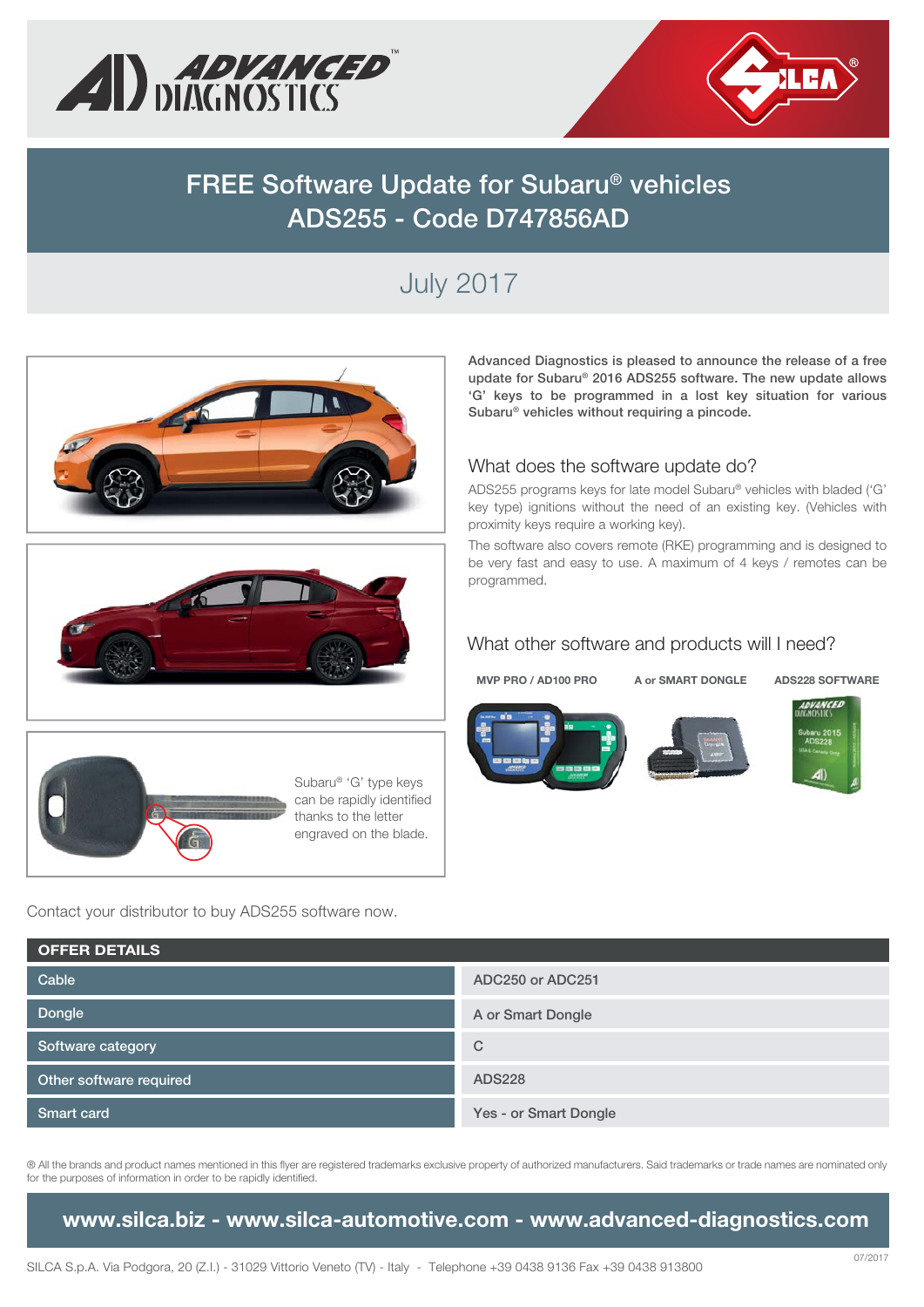# FREE Software Update for Subaru® vehicles
# ADS255 - Code D747856AD

## July 2017

Subaru® 'G' type keys can be rapidly identified thanks to the letter engraved on the blade.

**Advanced Diagnostics is pleased to announce the release of a free update for Subaru® 2016 ADS255 software. The new update allows 'G' keys to be programmed in a lost key situation for various Subaru® vehicles without requiring a pincode.**

### What does the software update do?

ADS255 programs keys for late model Subaru® vehicles with bladed ('G' key type) ignitions without the need of an existing key. (Vehicles with proximity keys require a working key).

The software also covers remote (RKE) programming and is designed to be very fast and easy to use. A maximum of 4 keys / remotes can be programmed.

### What other software and products will I need?

**MVP PRO / AD100 PRO** | **A or SMART DONGLE** | **ADS228 SOFTWARE**

Contact your distributor to buy ADS255 software now.

| OFFER DETAILS | |
|---|---|
| Cable | ADC250 or ADC251 |
| Dongle | A or Smart Dongle |
| Software category | C |
| Other software required | ADS228 |
| Smart card | Yes - or Smart Dongle |

® All the brands and product names mentioned in this flyer are registered trademarks exclusive property of authorized manufacturers. Said trademarks or trade names are nominated only for the purposes of information in order to be rapidly identified.

**www.silca.biz - www.silca-automotive.com - www.advanced-diagnostics.com**

SILCA S.p.A. Via Podgora, 20 (Z.I.) - 31029 Vittorio Veneto (TV) - Italy - Telephone +39 0438 9136 Fax +39 0438 913800

07/2017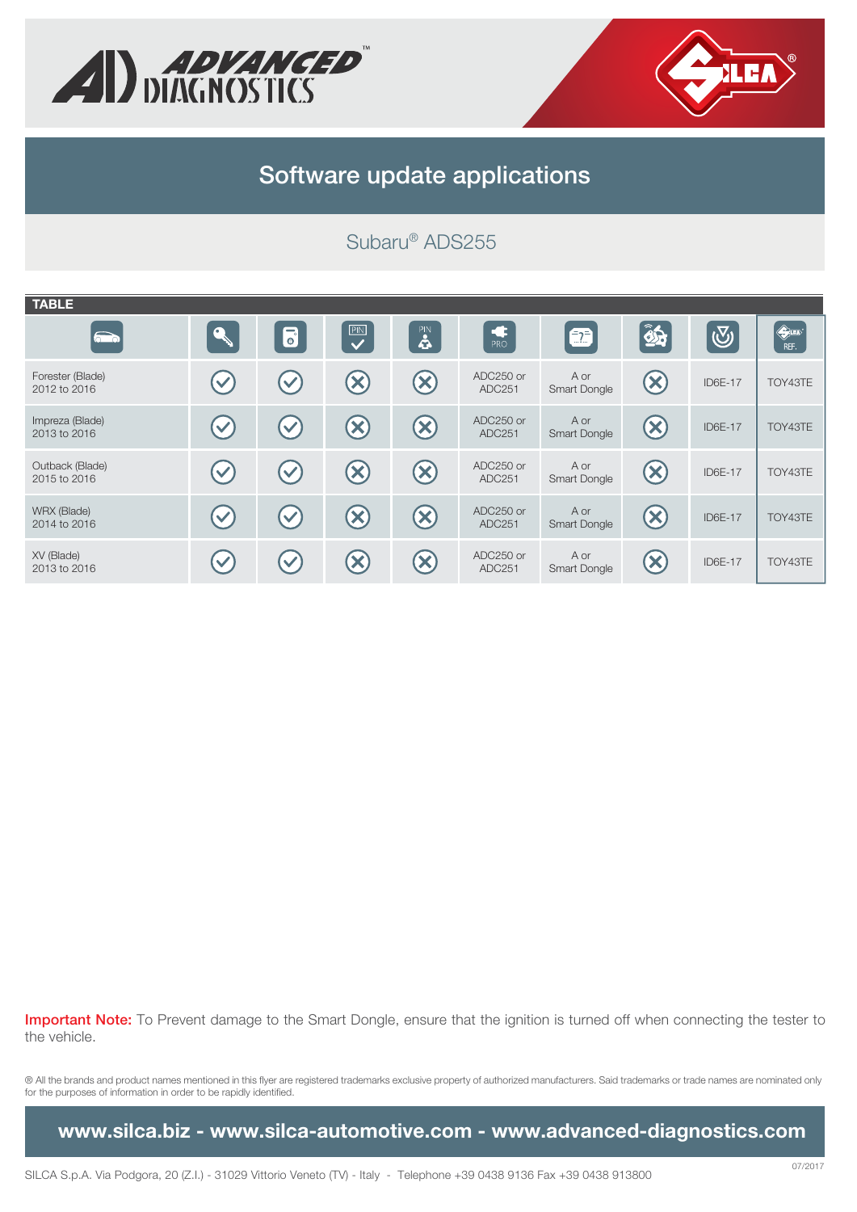# Software update applications

## Subaru® ADS255

**TABLE**

| | | | | | | | | | |
|---|---|---|---|---|---|---|---|---|---|
| Forester (Blade) 2012 to 2016 | ✓ | ✓ | ✗ | ✗ | ADC250 or ADC251 | A or Smart Dongle | ✗ | ID6E-17 | TOY43TE |
| Impreza (Blade) 2013 to 2016 | ✓ | ✓ | ✗ | ✗ | ADC250 or ADC251 | A or Smart Dongle | ✗ | ID6E-17 | TOY43TE |
| Outback (Blade) 2015 to 2016 | ✓ | ✓ | ✗ | ✗ | ADC250 or ADC251 | A or Smart Dongle | ✗ | ID6E-17 | TOY43TE |
| WRX (Blade) 2014 to 2016 | ✓ | ✓ | ✗ | ✗ | ADC250 or ADC251 | A or Smart Dongle | ✗ | ID6E-17 | TOY43TE |
| XV (Blade) 2013 to 2016 | ✓ | ✓ | ✗ | ✗ | ADC250 or ADC251 | A or Smart Dongle | ✗ | ID6E-17 | TOY43TE |

**Important Note:** To Prevent damage to the Smart Dongle, ensure that the ignition is turned off when connecting the tester to the vehicle.

® All the brands and product names mentioned in this flyer are registered trademarks exclusive property of authorized manufacturers. Said trademarks or trade names are nominated only for the purposes of information in order to be rapidly identified.

**www.silca.biz - www.silca-automotive.com - www.advanced-diagnostics.com**

SILCA S.p.A. Via Podgora, 20 (Z.I.) - 31029 Vittorio Veneto (TV) - Italy - Telephone +39 0438 9136 Fax +39 0438 913800

07/2017